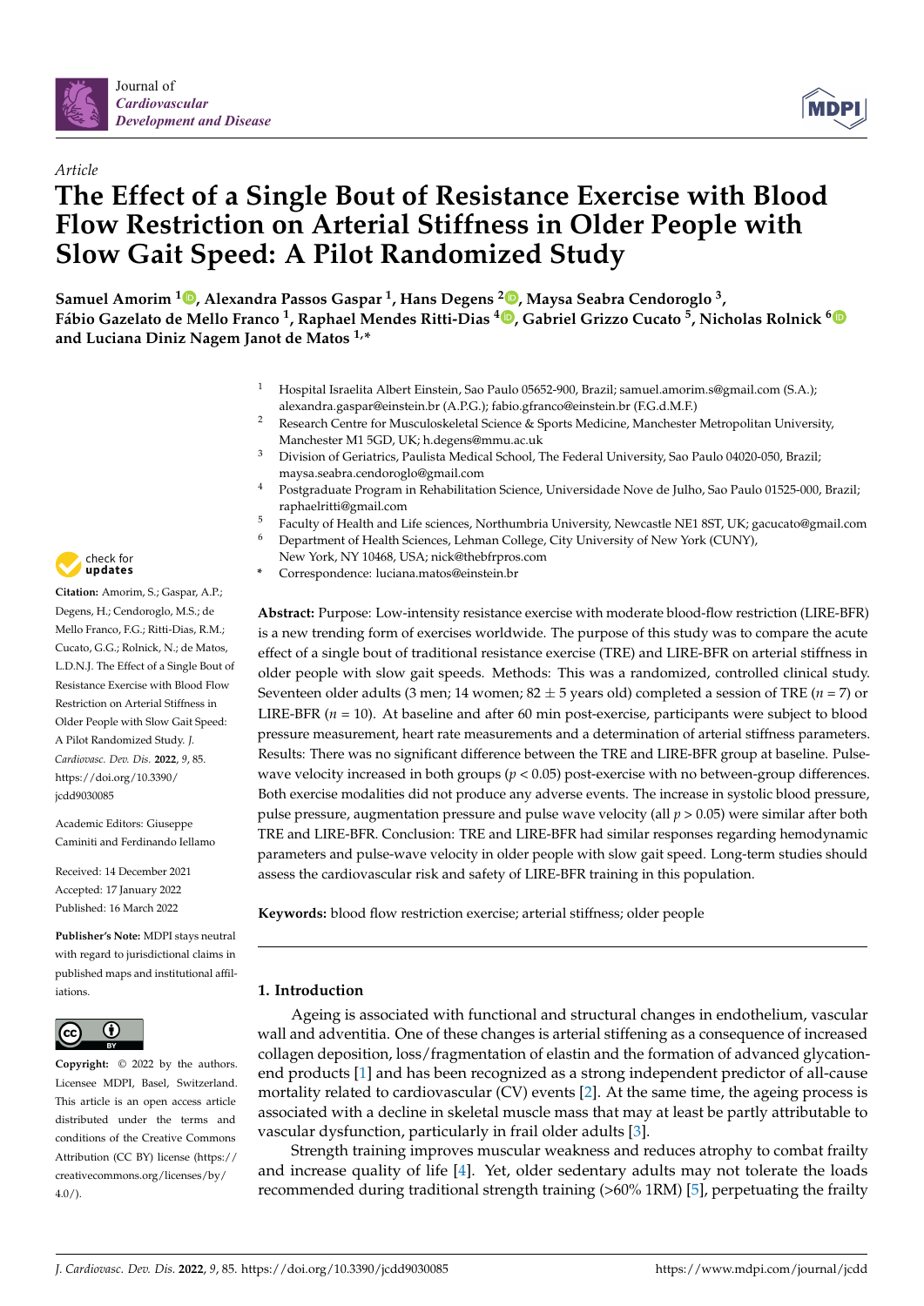Article

# The Effect of a Single Bout of Resistance Exercise with Blood Flow Restriction on Arterial Stiffness in Older People with Slow Gait Speed: A Pilot Randomized Study

**Samuel Amorim [1], Alexandra Passos Gaspar [1], Hans Degens [2], Maysa Seabra Cendoroglo [3], Fábio Gazelato de Mello Franco [1], Raphael Mendes Ritti-Dias [4], Gabriel Grizzo Cucato [5], Nicholas Rolnick [6] and Luciana Diniz Nagem Janot de Matos [1,*]**

[1] Hospital Israelita Albert Einstein, Sao Paulo 05652-900, Brazil; samuel.amorim.s@gmail.com (S.A.); alexandra.gaspar@einstein.br (A.P.G.); fabio.gfranco@einstein.br (F.G.d.M.F.)

[2] Research Centre for Musculoskeletal Science & Sports Medicine, Manchester Metropolitan University, Manchester M1 5GD, UK; h.degens@mmu.ac.uk

[3] Division of Geriatrics, Paulista Medical School, The Federal University, Sao Paulo 04020-050, Brazil; maysa.seabra.cendoroglo@gmail.com

[4] Postgraduate Program in Rehabilitation Science, Universidade Nove de Julho, Sao Paulo 01525-000, Brazil; raphaelritti@gmail.com

[5] Faculty of Health and Life sciences, Northumbria University, Newcastle NE1 8ST, UK; gacucato@gmail.com

[6] Department of Health Sciences, Lehman College, City University of New York (CUNY), New York, NY 10468, USA; nick@thebfrpros.com

\* Correspondence: luciana.matos@einstein.br

**Citation:** Amorim, S.; Gaspar, A.P.; Degens, H.; Cendoroglo, M.S.; de Mello Franco, F.G.; Ritti-Dias, R.M.; Cucato, G.G.; Rolnick, N.; de Matos, L.D.N.J. The Effect of a Single Bout of Resistance Exercise with Blood Flow Restriction on Arterial Stiffness in Older People with Slow Gait Speed: A Pilot Randomized Study. *J. Cardiovasc. Dev. Dis.* **2022**, *9*, 85. https://doi.org/10.3390/jcdd9030085

Academic Editors: Giuseppe Caminiti and Ferdinando Iellamo

Received: 14 December 2021
Accepted: 17 January 2022
Published: 16 March 2022

**Publisher's Note:** MDPI stays neutral with regard to jurisdictional claims in published maps and institutional affiliations.

**Copyright:** © 2022 by the authors. Licensee MDPI, Basel, Switzerland. This article is an open access article distributed under the terms and conditions of the Creative Commons Attribution (CC BY) license (https://creativecommons.org/licenses/by/4.0/).

**Abstract:** Purpose: Low-intensity resistance exercise with moderate blood-flow restriction (LIRE-BFR) is a new trending form of exercises worldwide. The purpose of this study was to compare the acute effect of a single bout of traditional resistance exercise (TRE) and LIRE-BFR on arterial stiffness in older people with slow gait speeds. Methods: This was a randomized, controlled clinical study. Seventeen older adults (3 men; 14 women; 82 ± 5 years old) completed a session of TRE ($n = 7$) or LIRE-BFR ($n = 10$). At baseline and after 60 min post-exercise, participants were subject to blood pressure measurement, heart rate measurements and a determination of arterial stiffness parameters. Results: There was no significant difference between the TRE and LIRE-BFR group at baseline. Pulse-wave velocity increased in both groups ($p < 0.05$) post-exercise with no between-group differences. Both exercise modalities did not produce any adverse events. The increase in systolic blood pressure, pulse pressure, augmentation pressure and pulse wave velocity (all $p > 0.05$) were similar after both TRE and LIRE-BFR. Conclusion: TRE and LIRE-BFR had similar responses regarding hemodynamic parameters and pulse-wave velocity in older people with slow gait speed. Long-term studies should assess the cardiovascular risk and safety of LIRE-BFR training in this population.

**Keywords:** blood flow restriction exercise; arterial stiffness; older people

## 1. Introduction

Ageing is associated with functional and structural changes in endothelium, vascular wall and adventitia. One of these changes is arterial stiffening as a consequence of increased collagen deposition, loss/fragmentation of elastin and the formation of advanced glycation-end products [1] and has been recognized as a strong independent predictor of all-cause mortality related to cardiovascular (CV) events [2]. At the same time, the ageing process is associated with a decline in skeletal muscle mass that may at least be partly attributable to vascular dysfunction, particularly in frail older adults [3].

Strength training improves muscular weakness and reduces atrophy to combat frailty and increase quality of life [4]. Yet, older sedentary adults may not tolerate the loads recommended during traditional strength training (>60% 1RM) [5], perpetuating the frailty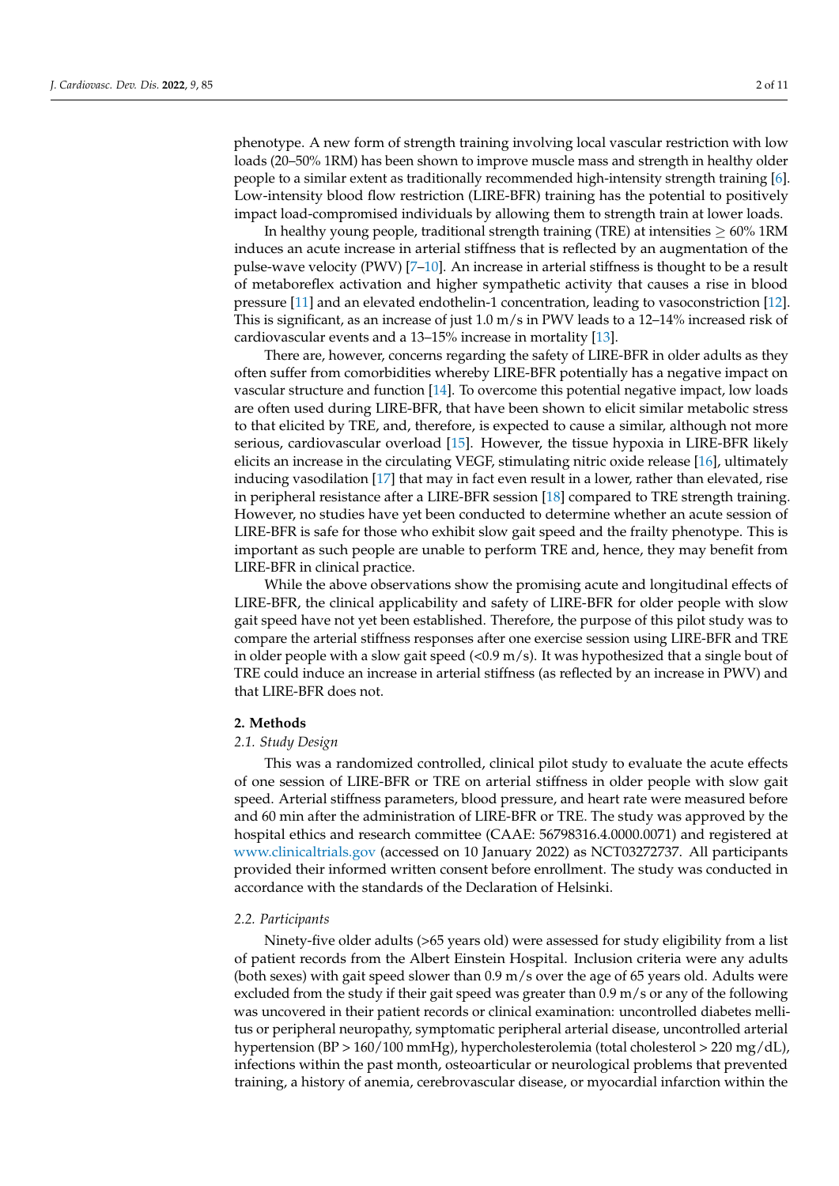phenotype. A new form of strength training involving local vascular restriction with low loads (20–50% 1RM) has been shown to improve muscle mass and strength in healthy older people to a similar extent as traditionally recommended high-intensity strength training [6]. Low-intensity blood flow restriction (LIRE-BFR) training has the potential to positively impact load-compromised individuals by allowing them to strength train at lower loads.

In healthy young people, traditional strength training (TRE) at intensities $\geq$ 60% 1RM induces an acute increase in arterial stiffness that is reflected by an augmentation of the pulse-wave velocity (PWV) [7–10]. An increase in arterial stiffness is thought to be a result of metaboreflex activation and higher sympathetic activity that causes a rise in blood pressure [11] and an elevated endothelin-1 concentration, leading to vasoconstriction [12]. This is significant, as an increase of just 1.0 m/s in PWV leads to a 12–14% increased risk of cardiovascular events and a 13–15% increase in mortality [13].

There are, however, concerns regarding the safety of LIRE-BFR in older adults as they often suffer from comorbidities whereby LIRE-BFR potentially has a negative impact on vascular structure and function [14]. To overcome this potential negative impact, low loads are often used during LIRE-BFR, that have been shown to elicit similar metabolic stress to that elicited by TRE, and, therefore, is expected to cause a similar, although not more serious, cardiovascular overload [15]. However, the tissue hypoxia in LIRE-BFR likely elicits an increase in the circulating VEGF, stimulating nitric oxide release [16], ultimately inducing vasodilation [17] that may in fact even result in a lower, rather than elevated, rise in peripheral resistance after a LIRE-BFR session [18] compared to TRE strength training. However, no studies have yet been conducted to determine whether an acute session of LIRE-BFR is safe for those who exhibit slow gait speed and the frailty phenotype. This is important as such people are unable to perform TRE and, hence, they may benefit from LIRE-BFR in clinical practice.

While the above observations show the promising acute and longitudinal effects of LIRE-BFR, the clinical applicability and safety of LIRE-BFR for older people with slow gait speed have not yet been established. Therefore, the purpose of this pilot study was to compare the arterial stiffness responses after one exercise session using LIRE-BFR and TRE in older people with a slow gait speed (<0.9 m/s). It was hypothesized that a single bout of TRE could induce an increase in arterial stiffness (as reflected by an increase in PWV) and that LIRE-BFR does not.

## 2. Methods

### *2.1. Study Design*

This was a randomized controlled, clinical pilot study to evaluate the acute effects of one session of LIRE-BFR or TRE on arterial stiffness in older people with slow gait speed. Arterial stiffness parameters, blood pressure, and heart rate were measured before and 60 min after the administration of LIRE-BFR or TRE. The study was approved by the hospital ethics and research committee (CAAE: 56798316.4.0000.0071) and registered at www.clinicaltrials.gov (accessed on 10 January 2022) as NCT03272737. All participants provided their informed written consent before enrollment. The study was conducted in accordance with the standards of the Declaration of Helsinki.

### *2.2. Participants*

Ninety-five older adults (>65 years old) were assessed for study eligibility from a list of patient records from the Albert Einstein Hospital. Inclusion criteria were any adults (both sexes) with gait speed slower than 0.9 m/s over the age of 65 years old. Adults were excluded from the study if their gait speed was greater than 0.9 m/s or any of the following was uncovered in their patient records or clinical examination: uncontrolled diabetes mellitus or peripheral neuropathy, symptomatic peripheral arterial disease, uncontrolled arterial hypertension (BP > 160/100 mmHg), hypercholesterolemia (total cholesterol > 220 mg/dL), infections within the past month, osteoarticular or neurological problems that prevented training, a history of anemia, cerebrovascular disease, or myocardial infarction within the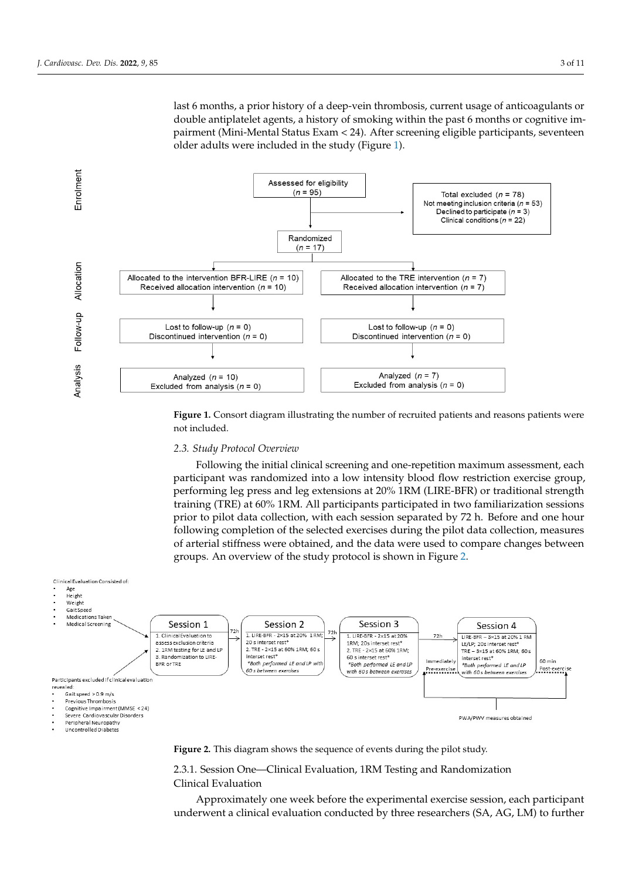last 6 months, a prior history of a deep-vein thrombosis, current usage of anticoagulants or double antiplatelet agents, a history of smoking within the past 6 months or cognitive impairment (Mini-Mental Status Exam < 24). After screening eligible participants, seventeen older adults were included in the study (Figure 1).

**Figure 1.** Consort diagram illustrating the number of recruited patients and reasons patients were not included.

*2.3. Study Protocol Overview*

Following the initial clinical screening and one-repetition maximum assessment, each participant was randomized into a low intensity blood flow restriction exercise group, performing leg press and leg extensions at 20% 1RM (LIRE-BFR) or traditional strength training (TRE) at 60% 1RM. All participants participated in two familiarization sessions prior to pilot data collection, with each session separated by 72 h. Before and one hour following completion of the selected exercises during the pilot data collection, measures of arterial stiffness were obtained, and the data were used to compare changes between groups. An overview of the study protocol is shown in Figure 2.

**Figure 2.** This diagram shows the sequence of events during the pilot study.

2.3.1. Session One—Clinical Evaluation, 1RM Testing and Randomization

Clinical Evaluation

Approximately one week before the experimental exercise session, each participant underwent a clinical evaluation conducted by three researchers (SA, AG, LM) to further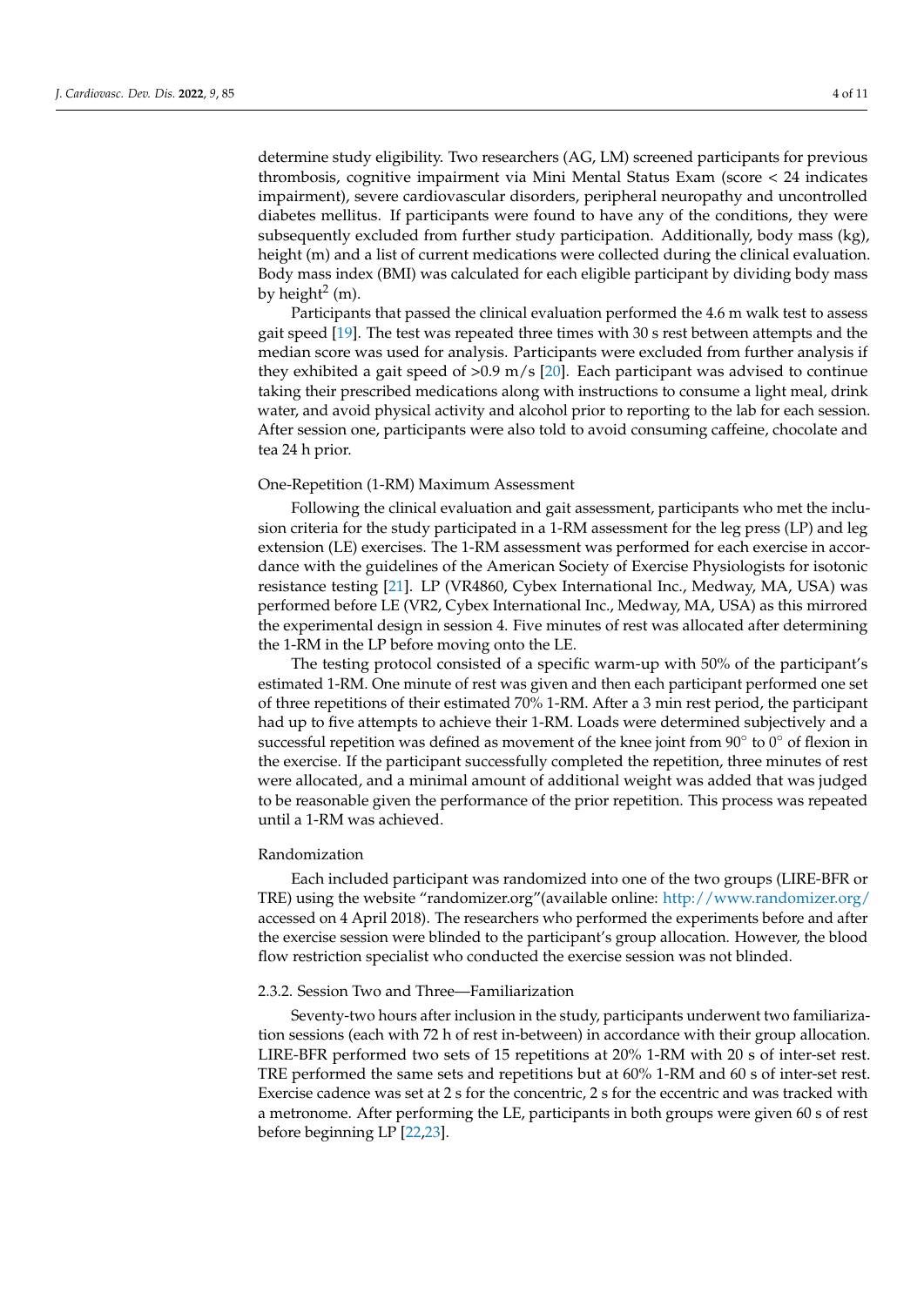determine study eligibility. Two researchers (AG, LM) screened participants for previous thrombosis, cognitive impairment via Mini Mental Status Exam (score < 24 indicates impairment), severe cardiovascular disorders, peripheral neuropathy and uncontrolled diabetes mellitus. If participants were found to have any of the conditions, they were subsequently excluded from further study participation. Additionally, body mass (kg), height (m) and a list of current medications were collected during the clinical evaluation. Body mass index (BMI) was calculated for each eligible participant by dividing body mass by height$^2$ (m).

Participants that passed the clinical evaluation performed the 4.6 m walk test to assess gait speed [19]. The test was repeated three times with 30 s rest between attempts and the median score was used for analysis. Participants were excluded from further analysis if they exhibited a gait speed of >0.9 m/s [20]. Each participant was advised to continue taking their prescribed medications along with instructions to consume a light meal, drink water, and avoid physical activity and alcohol prior to reporting to the lab for each session. After session one, participants were also told to avoid consuming caffeine, chocolate and tea 24 h prior.

One-Repetition (1-RM) Maximum Assessment

Following the clinical evaluation and gait assessment, participants who met the inclusion criteria for the study participated in a 1-RM assessment for the leg press (LP) and leg extension (LE) exercises. The 1-RM assessment was performed for each exercise in accordance with the guidelines of the American Society of Exercise Physiologists for isotonic resistance testing [21]. LP (VR4860, Cybex International Inc., Medway, MA, USA) was performed before LE (VR2, Cybex International Inc., Medway, MA, USA) as this mirrored the experimental design in session 4. Five minutes of rest was allocated after determining the 1-RM in the LP before moving onto the LE.

The testing protocol consisted of a specific warm-up with 50% of the participant's estimated 1-RM. One minute of rest was given and then each participant performed one set of three repetitions of their estimated 70% 1-RM. After a 3 min rest period, the participant had up to five attempts to achieve their 1-RM. Loads were determined subjectively and a successful repetition was defined as movement of the knee joint from 90° to 0° of flexion in the exercise. If the participant successfully completed the repetition, three minutes of rest were allocated, and a minimal amount of additional weight was added that was judged to be reasonable given the performance of the prior repetition. This process was repeated until a 1-RM was achieved.

Randomization

Each included participant was randomized into one of the two groups (LIRE-BFR or TRE) using the website "randomizer.org"(available online: http://www.randomizer.org/ accessed on 4 April 2018). The researchers who performed the experiments before and after the exercise session were blinded to the participant's group allocation. However, the blood flow restriction specialist who conducted the exercise session was not blinded.

### 2.3.2. Session Two and Three—Familiarization

Seventy-two hours after inclusion in the study, participants underwent two familiarization sessions (each with 72 h of rest in-between) in accordance with their group allocation. LIRE-BFR performed two sets of 15 repetitions at 20% 1-RM with 20 s of inter-set rest. TRE performed the same sets and repetitions but at 60% 1-RM and 60 s of inter-set rest. Exercise cadence was set at 2 s for the concentric, 2 s for the eccentric and was tracked with a metronome. After performing the LE, participants in both groups were given 60 s of rest before beginning LP [22,23].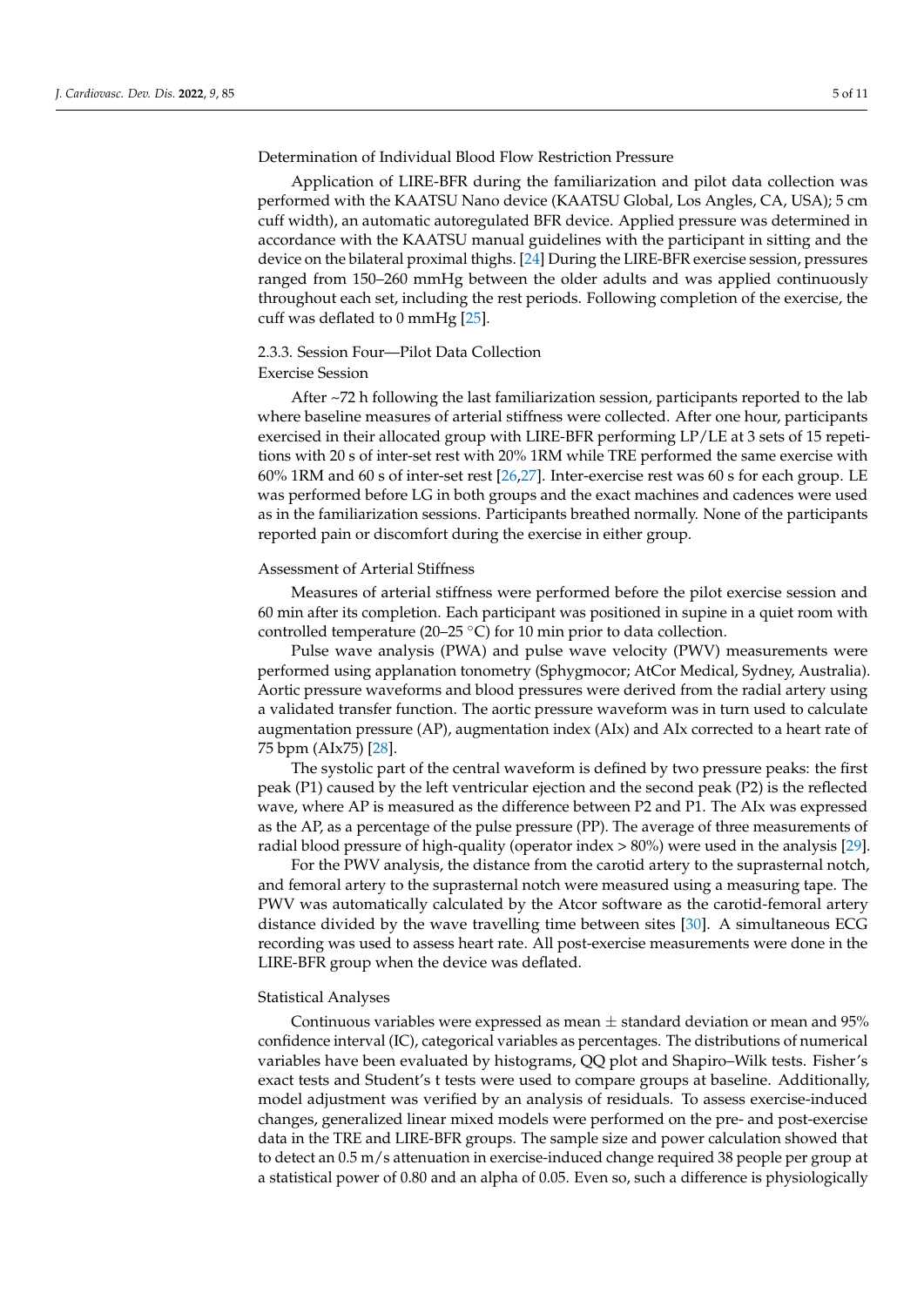Determination of Individual Blood Flow Restriction Pressure

Application of LIRE-BFR during the familiarization and pilot data collection was performed with the KAATSU Nano device (KAATSU Global, Los Angles, CA, USA); 5 cm cuff width), an automatic autoregulated BFR device. Applied pressure was determined in accordance with the KAATSU manual guidelines with the participant in sitting and the device on the bilateral proximal thighs. [24] During the LIRE-BFR exercise session, pressures ranged from 150–260 mmHg between the older adults and was applied continuously throughout each set, including the rest periods. Following completion of the exercise, the cuff was deflated to 0 mmHg [25].

### 2.3.3. Session Four—Pilot Data Collection

Exercise Session

After ~72 h following the last familiarization session, participants reported to the lab where baseline measures of arterial stiffness were collected. After one hour, participants exercised in their allocated group with LIRE-BFR performing LP/LE at 3 sets of 15 repetitions with 20 s of inter-set rest with 20% 1RM while TRE performed the same exercise with 60% 1RM and 60 s of inter-set rest [26,27]. Inter-exercise rest was 60 s for each group. LE was performed before LG in both groups and the exact machines and cadences were used as in the familiarization sessions. Participants breathed normally. None of the participants reported pain or discomfort during the exercise in either group.

Assessment of Arterial Stiffness

Measures of arterial stiffness were performed before the pilot exercise session and 60 min after its completion. Each participant was positioned in supine in a quiet room with controlled temperature (20–25 °C) for 10 min prior to data collection.

Pulse wave analysis (PWA) and pulse wave velocity (PWV) measurements were performed using applanation tonometry (Sphygmocor; AtCor Medical, Sydney, Australia). Aortic pressure waveforms and blood pressures were derived from the radial artery using a validated transfer function. The aortic pressure waveform was in turn used to calculate augmentation pressure (AP), augmentation index (AIx) and AIx corrected to a heart rate of 75 bpm (AIx75) [28].

The systolic part of the central waveform is defined by two pressure peaks: the first peak (P1) caused by the left ventricular ejection and the second peak (P2) is the reflected wave, where AP is measured as the difference between P2 and P1. The AIx was expressed as the AP, as a percentage of the pulse pressure (PP). The average of three measurements of radial blood pressure of high-quality (operator index > 80%) were used in the analysis [29].

For the PWV analysis, the distance from the carotid artery to the suprasternal notch, and femoral artery to the suprasternal notch were measured using a measuring tape. The PWV was automatically calculated by the Atcor software as the carotid-femoral artery distance divided by the wave travelling time between sites [30]. A simultaneous ECG recording was used to assess heart rate. All post-exercise measurements were done in the LIRE-BFR group when the device was deflated.

Statistical Analyses

Continuous variables were expressed as mean ± standard deviation or mean and 95% confidence interval (IC), categorical variables as percentages. The distributions of numerical variables have been evaluated by histograms, QQ plot and Shapiro–Wilk tests. Fisher's exact tests and Student's t tests were used to compare groups at baseline. Additionally, model adjustment was verified by an analysis of residuals. To assess exercise-induced changes, generalized linear mixed models were performed on the pre- and post-exercise data in the TRE and LIRE-BFR groups. The sample size and power calculation showed that to detect an 0.5 m/s attenuation in exercise-induced change required 38 people per group at a statistical power of 0.80 and an alpha of 0.05. Even so, such a difference is physiologically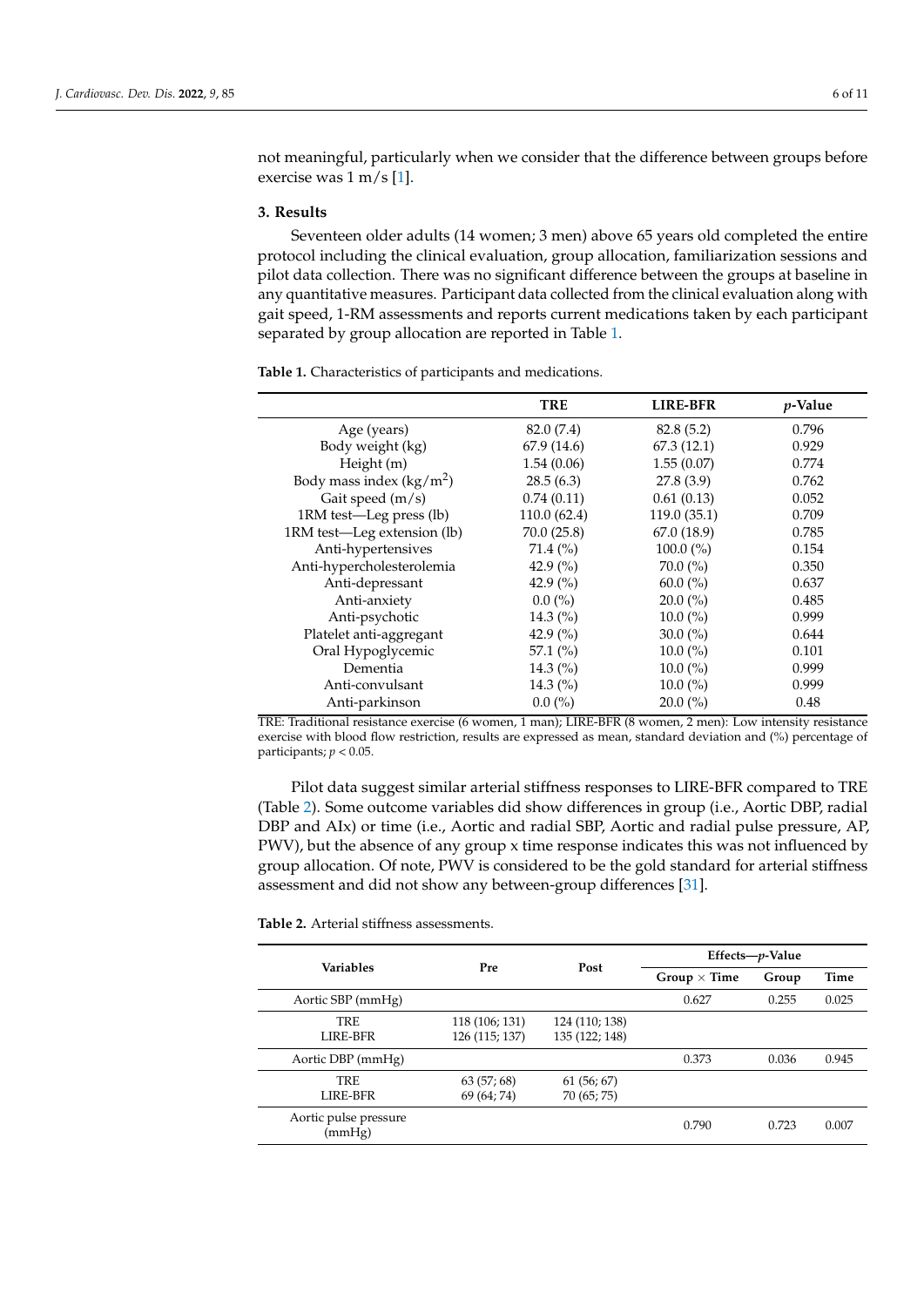not meaningful, particularly when we consider that the difference between groups before exercise was 1 m/s [1].

## 3. Results

Seventeen older adults (14 women; 3 men) above 65 years old completed the entire protocol including the clinical evaluation, group allocation, familiarization sessions and pilot data collection. There was no significant difference between the groups at baseline in any quantitative measures. Participant data collected from the clinical evaluation along with gait speed, 1-RM assessments and reports current medications taken by each participant separated by group allocation are reported in Table 1.

**Table 1.** Characteristics of participants and medications.

| | TRE | LIRE-BFR | *p*-Value |
|---|---|---|---|
| Age (years) | 82.0 (7.4) | 82.8 (5.2) | 0.796 |
| Body weight (kg) | 67.9 (14.6) | 67.3 (12.1) | 0.929 |
| Height (m) | 1.54 (0.06) | 1.55 (0.07) | 0.774 |
| Body mass index (kg/m$^2$) | 28.5 (6.3) | 27.8 (3.9) | 0.762 |
| Gait speed (m/s) | 0.74 (0.11) | 0.61 (0.13) | 0.052 |
| 1RM test—Leg press (lb) | 110.0 (62.4) | 119.0 (35.1) | 0.709 |
| 1RM test—Leg extension (lb) | 70.0 (25.8) | 67.0 (18.9) | 0.785 |
| Anti-hypertensives | 71.4 (%) | 100.0 (%) | 0.154 |
| Anti-hypercholesterolemia | 42.9 (%) | 70.0 (%) | 0.350 |
| Anti-depressant | 42.9 (%) | 60.0 (%) | 0.637 |
| Anti-anxiety | 0.0 (%) | 20.0 (%) | 0.485 |
| Anti-psychotic | 14.3 (%) | 10.0 (%) | 0.999 |
| Platelet anti-aggregant | 42.9 (%) | 30.0 (%) | 0.644 |
| Oral Hypoglycemic | 57.1 (%) | 10.0 (%) | 0.101 |
| Dementia | 14.3 (%) | 10.0 (%) | 0.999 |
| Anti-convulsant | 14.3 (%) | 10.0 (%) | 0.999 |
| Anti-parkinson | 0.0 (%) | 20.0 (%) | 0.48 |

TRE: Traditional resistance exercise (6 women, 1 man); LIRE-BFR (8 women, 2 men): Low intensity resistance exercise with blood flow restriction, results are expressed as mean, standard deviation and (%) percentage of participants; $p < 0.05$.

Pilot data suggest similar arterial stiffness responses to LIRE-BFR compared to TRE (Table 2). Some outcome variables did show differences in group (i.e., Aortic DBP, radial DBP and AIx) or time (i.e., Aortic and radial SBP, Aortic and radial pulse pressure, AP, PWV), but the absence of any group x time response indicates this was not influenced by group allocation. Of note, PWV is considered to be the gold standard for arterial stiffness assessment and did not show any between-group differences [31].

**Table 2.** Arterial stiffness assessments.

| Variables | Pre | Post | Effects—*p*-Value | | |
|---|---|---|---|---|---|
| | | | Group × Time | Group | Time |
| Aortic SBP (mmHg) | | | 0.627 | 0.255 | 0.025 |
| TRE | 118 (106; 131) | 124 (110; 138) | | | |
| LIRE-BFR | 126 (115; 137) | 135 (122; 148) | | | |
| Aortic DBP (mmHg) | | | 0.373 | 0.036 | 0.945 |
| TRE | 63 (57; 68) | 61 (56; 67) | | | |
| LIRE-BFR | 69 (64; 74) | 70 (65; 75) | | | |
| Aortic pulse pressure (mmHg) | | | 0.790 | 0.723 | 0.007 |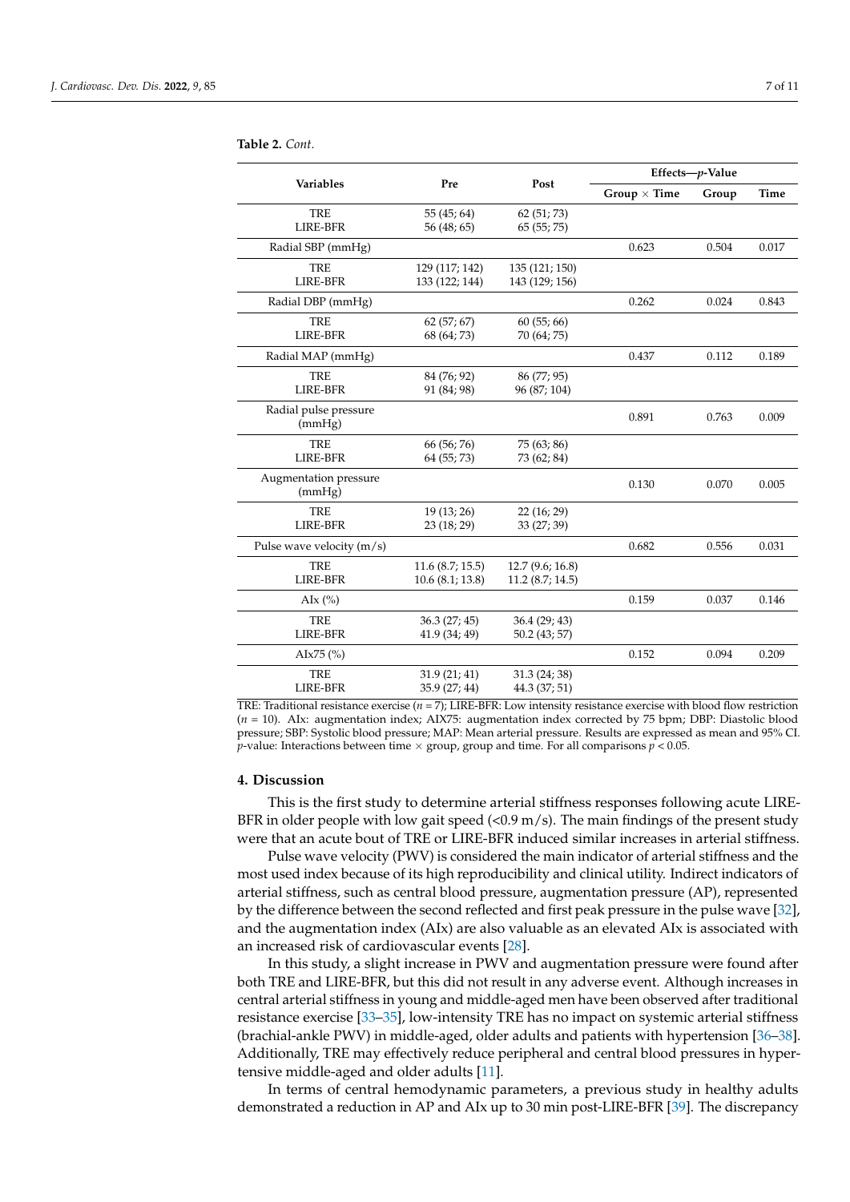**Table 2.** *Cont.*

| Variables | Pre | Post | Effects—*p*-Value | | |
|---|---|---|---|---|---|
| | | | Group × Time | Group | Time |
| TRE<br>LIRE-BFR | 55 (45; 64)<br>56 (48; 65) | 62 (51; 73)<br>65 (55; 75) | | | |
| Radial SBP (mmHg) | | | 0.623 | 0.504 | 0.017 |
| TRE<br>LIRE-BFR | 129 (117; 142)<br>133 (122; 144) | 135 (121; 150)<br>143 (129; 156) | | | |
| Radial DBP (mmHg) | | | 0.262 | 0.024 | 0.843 |
| TRE<br>LIRE-BFR | 62 (57; 67)<br>68 (64; 73) | 60 (55; 66)<br>70 (64; 75) | | | |
| Radial MAP (mmHg) | | | 0.437 | 0.112 | 0.189 |
| TRE<br>LIRE-BFR | 84 (76; 92)<br>91 (84; 98) | 86 (77; 95)<br>96 (87; 104) | | | |
| Radial pulse pressure (mmHg) | | | 0.891 | 0.763 | 0.009 |
| TRE<br>LIRE-BFR | 66 (56; 76)<br>64 (55; 73) | 75 (63; 86)<br>73 (62; 84) | | | |
| Augmentation pressure (mmHg) | | | 0.130 | 0.070 | 0.005 |
| TRE<br>LIRE-BFR | 19 (13; 26)<br>23 (18; 29) | 22 (16; 29)<br>33 (27; 39) | | | |
| Pulse wave velocity (m/s) | | | 0.682 | 0.556 | 0.031 |
| TRE<br>LIRE-BFR | 11.6 (8.7; 15.5)<br>10.6 (8.1; 13.8) | 12.7 (9.6; 16.8)<br>11.2 (8.7; 14.5) | | | |
| AIx (%) | | | 0.159 | 0.037 | 0.146 |
| TRE<br>LIRE-BFR | 36.3 (27; 45)<br>41.9 (34; 49) | 36.4 (29; 43)<br>50.2 (43; 57) | | | |
| AIx75 (%) | | | 0.152 | 0.094 | 0.209 |
| TRE<br>LIRE-BFR | 31.9 (21; 41)<br>35.9 (27; 44) | 31.3 (24; 38)<br>44.3 (37; 51) | | | |

TRE: Traditional resistance exercise ($n = 7$); LIRE-BFR: Low intensity resistance exercise with blood flow restriction ($n = 10$). AIx: augmentation index; AIX75: augmentation index corrected by 75 bpm; DBP: Diastolic blood pressure; SBP: Systolic blood pressure; MAP: Mean arterial pressure. Results are expressed as mean and 95% CI. *p*-value: Interactions between time × group, group and time. For all comparisons $p < 0.05$.

## 4. Discussion

This is the first study to determine arterial stiffness responses following acute LIRE-BFR in older people with low gait speed (<0.9 m/s). The main findings of the present study were that an acute bout of TRE or LIRE-BFR induced similar increases in arterial stiffness.

Pulse wave velocity (PWV) is considered the main indicator of arterial stiffness and the most used index because of its high reproducibility and clinical utility. Indirect indicators of arterial stiffness, such as central blood pressure, augmentation pressure (AP), represented by the difference between the second reflected and first peak pressure in the pulse wave [32], and the augmentation index (AIx) are also valuable as an elevated AIx is associated with an increased risk of cardiovascular events [28].

In this study, a slight increase in PWV and augmentation pressure were found after both TRE and LIRE-BFR, but this did not result in any adverse event. Although increases in central arterial stiffness in young and middle-aged men have been observed after traditional resistance exercise [33–35], low-intensity TRE has no impact on systemic arterial stiffness (brachial-ankle PWV) in middle-aged, older adults and patients with hypertension [36–38]. Additionally, TRE may effectively reduce peripheral and central blood pressures in hypertensive middle-aged and older adults [11].

In terms of central hemodynamic parameters, a previous study in healthy adults demonstrated a reduction in AP and AIx up to 30 min post-LIRE-BFR [39]. The discrepancy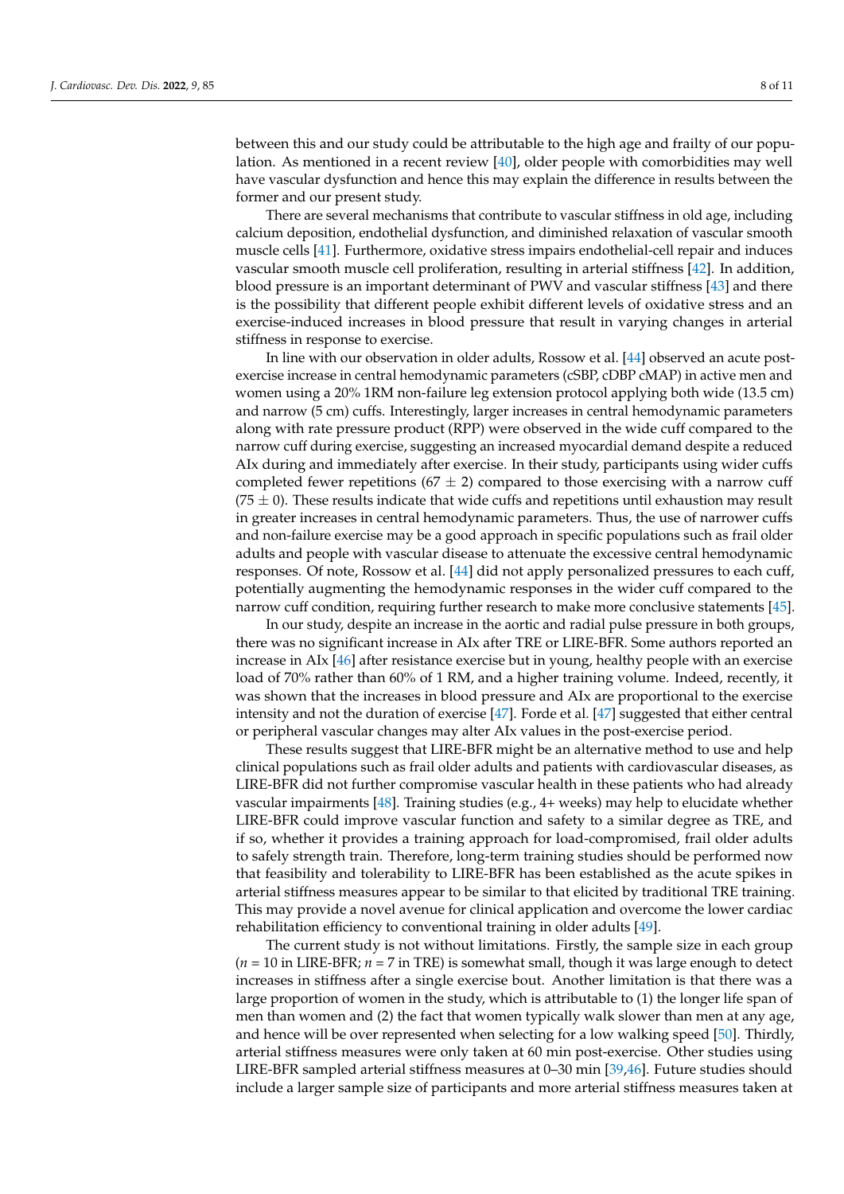between this and our study could be attributable to the high age and frailty of our population. As mentioned in a recent review [40], older people with comorbidities may well have vascular dysfunction and hence this may explain the difference in results between the former and our present study.

There are several mechanisms that contribute to vascular stiffness in old age, including calcium deposition, endothelial dysfunction, and diminished relaxation of vascular smooth muscle cells [41]. Furthermore, oxidative stress impairs endothelial-cell repair and induces vascular smooth muscle cell proliferation, resulting in arterial stiffness [42]. In addition, blood pressure is an important determinant of PWV and vascular stiffness [43] and there is the possibility that different people exhibit different levels of oxidative stress and an exercise-induced increases in blood pressure that result in varying changes in arterial stiffness in response to exercise.

In line with our observation in older adults, Rossow et al. [44] observed an acute post-exercise increase in central hemodynamic parameters (cSBP, cDBP cMAP) in active men and women using a 20% 1RM non-failure leg extension protocol applying both wide (13.5 cm) and narrow (5 cm) cuffs. Interestingly, larger increases in central hemodynamic parameters along with rate pressure product (RPP) were observed in the wide cuff compared to the narrow cuff during exercise, suggesting an increased myocardial demand despite a reduced AIx during and immediately after exercise. In their study, participants using wider cuffs completed fewer repetitions ($67 \pm 2$) compared to those exercising with a narrow cuff ($75 \pm 0$). These results indicate that wide cuffs and repetitions until exhaustion may result in greater increases in central hemodynamic parameters. Thus, the use of narrower cuffs and non-failure exercise may be a good approach in specific populations such as frail older adults and people with vascular disease to attenuate the excessive central hemodynamic responses. Of note, Rossow et al. [44] did not apply personalized pressures to each cuff, potentially augmenting the hemodynamic responses in the wider cuff compared to the narrow cuff condition, requiring further research to make more conclusive statements [45].

In our study, despite an increase in the aortic and radial pulse pressure in both groups, there was no significant increase in AIx after TRE or LIRE-BFR. Some authors reported an increase in AIx [46] after resistance exercise but in young, healthy people with an exercise load of 70% rather than 60% of 1 RM, and a higher training volume. Indeed, recently, it was shown that the increases in blood pressure and AIx are proportional to the exercise intensity and not the duration of exercise [47]. Forde et al. [47] suggested that either central or peripheral vascular changes may alter AIx values in the post-exercise period.

These results suggest that LIRE-BFR might be an alternative method to use and help clinical populations such as frail older adults and patients with cardiovascular diseases, as LIRE-BFR did not further compromise vascular health in these patients who had already vascular impairments [48]. Training studies (e.g., 4+ weeks) may help to elucidate whether LIRE-BFR could improve vascular function and safety to a similar degree as TRE, and if so, whether it provides a training approach for load-compromised, frail older adults to safely strength train. Therefore, long-term training studies should be performed now that feasibility and tolerability to LIRE-BFR has been established as the acute spikes in arterial stiffness measures appear to be similar to that elicited by traditional TRE training. This may provide a novel avenue for clinical application and overcome the lower cardiac rehabilitation efficiency to conventional training in older adults [49].

The current study is not without limitations. Firstly, the sample size in each group ($n = 10$ in LIRE-BFR; $n = 7$ in TRE) is somewhat small, though it was large enough to detect increases in stiffness after a single exercise bout. Another limitation is that there was a large proportion of women in the study, which is attributable to (1) the longer life span of men than women and (2) the fact that women typically walk slower than men at any age, and hence will be over represented when selecting for a low walking speed [50]. Thirdly, arterial stiffness measures were only taken at 60 min post-exercise. Other studies using LIRE-BFR sampled arterial stiffness measures at 0–30 min [39,46]. Future studies should include a larger sample size of participants and more arterial stiffness measures taken at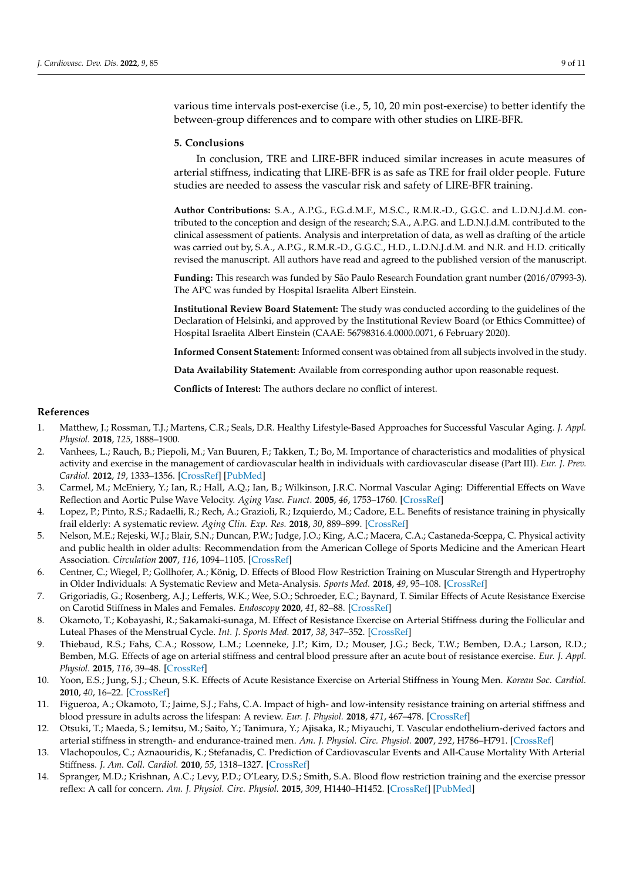various time intervals post-exercise (i.e., 5, 10, 20 min post-exercise) to better identify the between-group differences and to compare with other studies on LIRE-BFR.

## 5. Conclusions

In conclusion, TRE and LIRE-BFR induced similar increases in acute measures of arterial stiffness, indicating that LIRE-BFR is as safe as TRE for frail older people. Future studies are needed to assess the vascular risk and safety of LIRE-BFR training.

**Author Contributions:** S.A., A.P.G., F.G.d.M.F., M.S.C., R.M.R.-D., G.G.C. and L.D.N.J.d.M. contributed to the conception and design of the research; S.A., A.P.G. and L.D.N.J.d.M. contributed to the clinical assessment of patients. Analysis and interpretation of data, as well as drafting of the article was carried out by, S.A., A.P.G., R.M.R.-D., G.G.C., H.D., L.D.N.J.d.M. and N.R. and H.D. critically revised the manuscript. All authors have read and agreed to the published version of the manuscript.

**Funding:** This research was funded by São Paulo Research Foundation grant number (2016/07993-3). The APC was funded by Hospital Israelita Albert Einstein.

**Institutional Review Board Statement:** The study was conducted according to the guidelines of the Declaration of Helsinki, and approved by the Institutional Review Board (or Ethics Committee) of Hospital Israelita Albert Einstein (CAAE: 56798316.4.0000.0071, 6 February 2020).

**Informed Consent Statement:** Informed consent was obtained from all subjects involved in the study.

**Data Availability Statement:** Available from corresponding author upon reasonable request.

**Conflicts of Interest:** The authors declare no conflict of interest.

## References

1. Matthew, J.; Rossman, T.J.; Martens, C.R.; Seals, D.R. Healthy Lifestyle-Based Approaches for Successful Vascular Aging. *J. Appl. Physiol.* **2018**, *125*, 1888–1900.
2. Vanhees, L.; Rauch, B.; Piepoli, M.; Van Buuren, F.; Takken, T.; Bo, M. Importance of characteristics and modalities of physical activity and exercise in the management of cardiovascular health in individuals with cardiovascular disease (Part III). *Eur. J. Prev. Cardiol.* **2012**, *19*, 1333–1356. [CrossRef] [PubMed]
3. Carmel, M.; McEniery, Y.; Ian, R.; Hall, A.Q.; Ian, B.; Wilkinson, J.R.C. Normal Vascular Aging: Differential Effects on Wave Reflection and Aortic Pulse Wave Velocity. *Aging Vasc. Funct.* **2005**, *46*, 1753–1760. [CrossRef]
4. Lopez, P.; Pinto, R.S.; Radaelli, R.; Rech, A.; Grazioli, R.; Izquierdo, M.; Cadore, E.L. Benefits of resistance training in physically frail elderly: A systematic review. *Aging Clin. Exp. Res.* **2018**, *30*, 889–899. [CrossRef]
5. Nelson, M.E.; Rejeski, W.J.; Blair, S.N.; Duncan, P.W.; Judge, J.O.; King, A.C.; Macera, C.A.; Castaneda-Sceppa, C. Physical activity and public health in older adults: Recommendation from the American College of Sports Medicine and the American Heart Association. *Circulation* **2007**, *116*, 1094–1105. [CrossRef]
6. Centner, C.; Wiegel, P.; Gollhofer, A.; König, D. Effects of Blood Flow Restriction Training on Muscular Strength and Hypertrophy in Older Individuals: A Systematic Review and Meta-Analysis. *Sports Med.* **2018**, *49*, 95–108. [CrossRef]
7. Grigoriadis, G.; Rosenberg, A.J.; Lefferts, W.K.; Wee, S.O.; Schroeder, E.C.; Baynard, T. Similar Effects of Acute Resistance Exercise on Carotid Stiffness in Males and Females. *Endoscopy* **2020**, *41*, 82–88. [CrossRef]
8. Okamoto, T.; Kobayashi, R.; Sakamaki-sunaga, M. Effect of Resistance Exercise on Arterial Stiffness during the Follicular and Luteal Phases of the Menstrual Cycle. *Int. J. Sports Med.* **2017**, *38*, 347–352. [CrossRef]
9. Thiebaud, R.S.; Fahs, C.A.; Rossow, L.M.; Loenneke, J.P.; Kim, D.; Mouser, J.G.; Beck, T.W.; Bemben, D.A.; Larson, R.D.; Bemben, M.G. Effects of age on arterial stiffness and central blood pressure after an acute bout of resistance exercise. *Eur. J. Appl. Physiol.* **2015**, *116*, 39–48. [CrossRef]
10. Yoon, E.S.; Jung, S.J.; Cheun, S.K. Effects of Acute Resistance Exercise on Arterial Stiffness in Young Men. *Korean Soc. Cardiol.* **2010**, *40*, 16–22. [CrossRef]
11. Figueroa, A.; Okamoto, T.; Jaime, S.J.; Fahs, C.A. Impact of high- and low-intensity resistance training on arterial stiffness and blood pressure in adults across the lifespan: A review. *Eur. J. Physiol.* **2018**, *471*, 467–478. [CrossRef]
12. Otsuki, T.; Maeda, S.; Iemitsu, M.; Saito, Y.; Tanimura, Y.; Ajisaka, R.; Miyauchi, T. Vascular endothelium-derived factors and arterial stiffness in strength- and endurance-trained men. *Am. J. Physiol. Circ. Physiol.* **2007**, *292*, H786–H791. [CrossRef]
13. Vlachopoulos, C.; Aznaouridis, K.; Stefanadis, C. Prediction of Cardiovascular Events and All-Cause Mortality With Arterial Stiffness. *J. Am. Coll. Cardiol.* **2010**, *55*, 1318–1327. [CrossRef]
14. Spranger, M.D.; Krishnan, A.C.; Levy, P.D.; O'Leary, D.S.; Smith, S.A. Blood flow restriction training and the exercise pressor reflex: A call for concern. *Am. J. Physiol. Circ. Physiol.* **2015**, *309*, H1440–H1452. [CrossRef] [PubMed]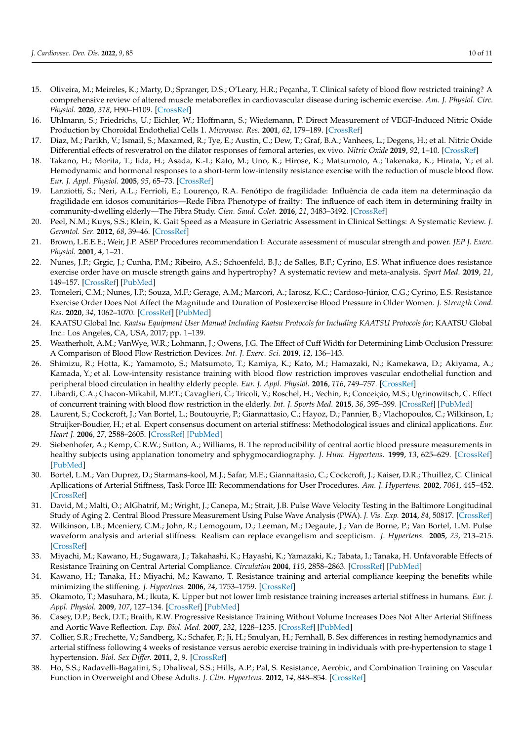15. Oliveira, M.; Meireles, K.; Marty, D.; Spranger, D.S.; O'Leary, H.R.; Peçanha, T. Clinical safety of blood flow restricted training? A comprehensive review of altered muscle metaboreflex in cardiovascular disease during ischemic exercise. *Am. J. Physiol. Circ. Physiol.* **2020**, *318*, H90–H109. [CrossRef]
16. Uhlmann, S.; Friedrichs, U.; Eichler, W.; Hoffmann, S.; Wiedemann, P. Direct Measurement of VEGF-Induced Nitric Oxide Production by Choroidal Endothelial Cells 1. *Microvasc. Res.* **2001**, *62*, 179–189. [CrossRef]
17. Diaz, M.; Parikh, V.; Ismail, S.; Maxamed, R.; Tye, E.; Austin, C.; Dew, T.; Graf, B.A.; Vanhees, L.; Degens, H.; et al. Nitric Oxide Differential effects of resveratrol on the dilator responses of femoral arteries, ex vivo. *Nitric Oxide* **2019**, *92*, 1–10. [CrossRef]
18. Takano, H.; Morita, T.; Iida, H.; Asada, K.-I.; Kato, M.; Uno, K.; Hirose, K.; Matsumoto, A.; Takenaka, K.; Hirata, Y.; et al. Hemodynamic and hormonal responses to a short-term low-intensity resistance exercise with the reduction of muscle blood flow. *Eur. J. Appl. Physiol.* **2005**, *95*, 65–73. [CrossRef]
19. Lanziotti, S.; Neri, A.L.; Ferrioli, E.; Lourenço, R.A. Fenótipo de fragilidade: Influência de cada item na determinação da fragilidade em idosos comunitários—Rede Fibra Phenotype of frailty: The influence of each item in determining frailty in community-dwelling elderly—The Fibra Study. *Cien. Saud. Colet.* **2016**, *21*, 3483–3492. [CrossRef]
20. Peel, N.M.; Kuys, S.S.; Klein, K. Gait Speed as a Measure in Geriatric Assessment in Clinical Settings: A Systematic Review. *J. Gerontol. Ser.* **2012**, *68*, 39–46. [CrossRef]
21. Brown, L.E.E.E.; Weir, J.P. ASEP Procedures recommendation I: Accurate assessment of muscular strength and power. *JEP J. Exerc. Physiol.* **2001**, *4*, 1–21.
22. Nunes, J.P.; Grgic, J.; Cunha, P.M.; Ribeiro, A.S.; Schoenfeld, B.J.; de Salles, B.F.; Cyrino, E.S. What influence does resistance exercise order have on muscle strength gains and hypertrophy? A systematic review and meta-analysis. *Sport Med.* **2019**, *21*, 149–157. [CrossRef] [PubMed]
23. Tomeleri, C.M.; Nunes, J.P.; Souza, M.F.; Gerage, A.M.; Marcori, A.; Iarosz, K.C.; Cardoso-Júnior, C.G.; Cyrino, E.S. Resistance Exercise Order Does Not Affect the Magnitude and Duration of Postexercise Blood Pressure in Older Women. *J. Strength Cond. Res.* **2020**, *34*, 1062–1070. [CrossRef] [PubMed]
24. KAATSU Global Inc. *Kaatsu Equipment User Manual Including Kaatsu Protocols for Including KAATSU Protocols for*; KAATSU Global Inc.: Los Angeles, CA, USA, 2017; pp. 1–139.
25. Weatherholt, A.M.; VanWye, W.R.; Lohmann, J.; Owens, J.G. The Effect of Cuff Width for Determining Limb Occlusion Pressure: A Comparison of Blood Flow Restriction Devices. *Int. J. Exerc. Sci.* **2019**, *12*, 136–143.
26. Shimizu, R.; Hotta, K.; Yamamoto, S.; Matsumoto, T.; Kamiya, K.; Kato, M.; Hamazaki, N.; Kamekawa, D.; Akiyama, A.; Kamada, Y.; et al. Low-intensity resistance training with blood flow restriction improves vascular endothelial function and peripheral blood circulation in healthy elderly people. *Eur. J. Appl. Physiol.* **2016**, *116*, 749–757. [CrossRef]
27. Libardi, C.A.; Chacon-Mikahil, M.P.T.; Cavaglieri, C.; Tricoli, V.; Roschel, H.; Vechin, F.; Conceição, M.S.; Ugrinowitsch, C. Effect of concurrent training with blood flow restriction in the elderly. *Int. J. Sports Med.* **2015**, *36*, 395–399. [CrossRef] [PubMed]
28. Laurent, S.; Cockcroft, J.; Van Bortel, L.; Boutouyrie, P.; Giannattasio, C.; Hayoz, D.; Pannier, B.; Vlachopoulos, C.; Wilkinson, I.; Struijker-Boudier, H.; et al. Expert consensus document on arterial stiffness: Methodological issues and clinical applications. *Eur. Heart J.* **2006**, *27*, 2588–2605. [CrossRef] [PubMed]
29. Siebenhofer, A.; Kemp, C.R.W.; Sutton, A.; Williams, B. The reproducibility of central aortic blood pressure measurements in healthy subjects using applanation tonometry and sphygmocardiography. *J. Hum. Hypertens.* **1999**, *13*, 625–629. [CrossRef] [PubMed]
30. Bortel, L.M.; Van Duprez, D.; Starmans-kool, M.J.; Safar, M.E.; Giannattasio, C.; Cockcroft, J.; Kaiser, D.R.; Thuillez, C. Clinical Apllications of Arterial Stiffness, Task Force III: Recommendations for User Procedures. *Am. J. Hypertens.* **2002**, *7061*, 445–452. [CrossRef]
31. David, M.; Malti, O.; AlGhatrif, M.; Wright, J.; Canepa, M.; Strait, J.B. Pulse Wave Velocity Testing in the Baltimore Longitudinal Study of Aging 2. Central Blood Pressure Measurement Using Pulse Wave Analysis (PWA). *J. Vis. Exp.* **2014**, *84*, 50817. [CrossRef]
32. Wilkinson, I.B.; Mceniery, C.M.; John, R.; Lemogoum, D.; Leeman, M.; Degaute, J.; Van de Borne, P.; Van Bortel, L.M. Pulse waveform analysis and arterial stiffness: Realism can replace evangelism and scepticism. *J. Hypertens.* **2005**, *23*, 213–215. [CrossRef]
33. Miyachi, M.; Kawano, H.; Sugawara, J.; Takahashi, K.; Hayashi, K.; Yamazaki, K.; Tabata, I.; Tanaka, H. Unfavorable Effects of Resistance Training on Central Arterial Compliance. *Circulation* **2004**, *110*, 2858–2863. [CrossRef] [PubMed]
34. Kawano, H.; Tanaka, H.; Miyachi, M.; Kawano, T. Resistance training and arterial compliance keeping the benefits while minimizing the stiffening. *J. Hypertens.* **2006**, *24*, 1753–1759. [CrossRef]
35. Okamoto, T.; Masuhara, M.; Ikuta, K. Upper but not lower limb resistance training increases arterial stiffness in humans. *Eur. J. Appl. Physiol.* **2009**, *107*, 127–134. [CrossRef] [PubMed]
36. Casey, D.P.; Beck, D.T.; Braith, R.W. Progressive Resistance Training Without Volume Increases Does Not Alter Arterial Stiffness and Aortic Wave Reflection. *Exp. Biol. Med.* **2007**, *232*, 1228–1235. [CrossRef] [PubMed]
37. Collier, S.R.; Frechette, V.; Sandberg, K.; Schafer, P.; Ji, H.; Smulyan, H.; Fernhall, B. Sex differences in resting hemodynamics and arterial stiffness following 4 weeks of resistance versus aerobic exercise training in individuals with pre-hypertension to stage 1 hypertension. *Biol. Sex Differ.* **2011**, *2*, 9. [CrossRef]
38. Ho, S.S.; Radavelli-Bagatini, S.; Dhaliwal, S.S.; Hills, A.P.; Pal, S. Resistance, Aerobic, and Combination Training on Vascular Function in Overweight and Obese Adults. *J. Clin. Hypertens.* **2012**, *14*, 848–854. [CrossRef]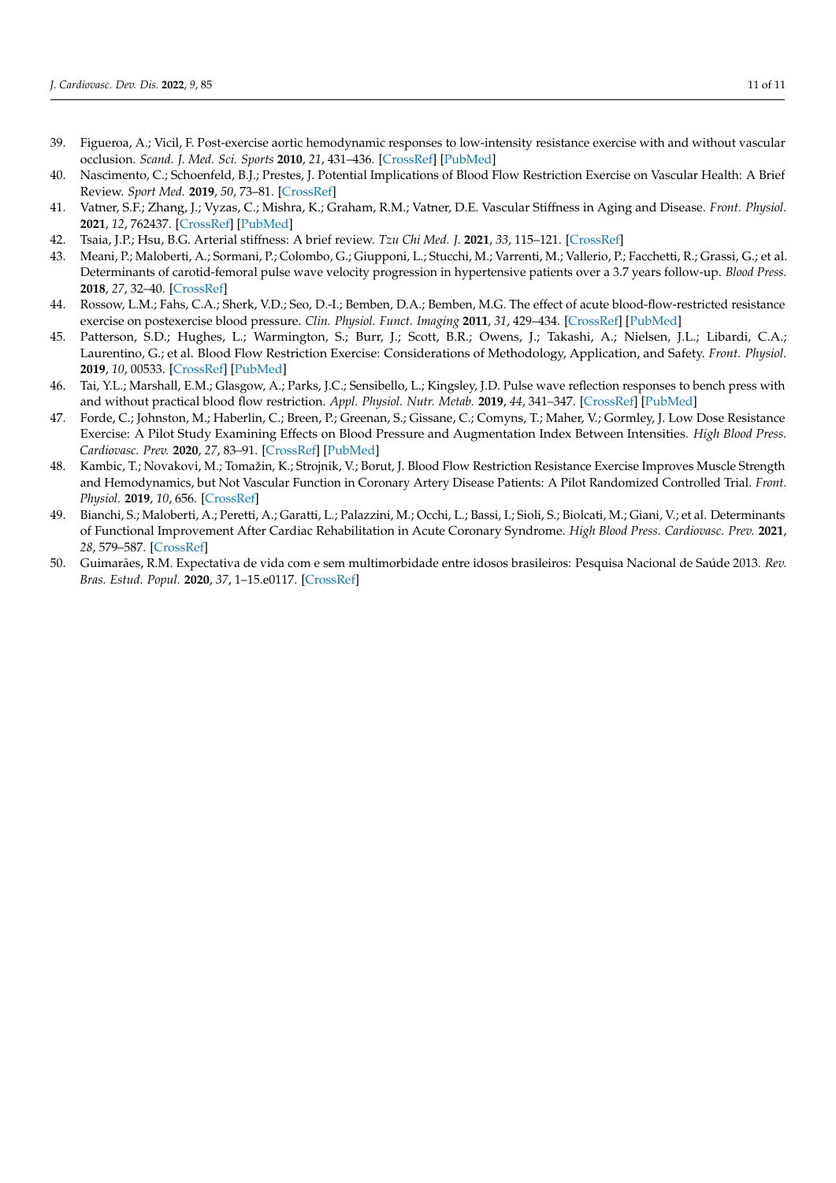39. Figueroa, A.; Vicil, F. Post-exercise aortic hemodynamic responses to low-intensity resistance exercise with and without vascular occlusion. *Scand. J. Med. Sci. Sports* **2010**, *21*, 431–436. [CrossRef] [PubMed]
40. Nascimento, C.; Schoenfeld, B.J.; Prestes, J. Potential Implications of Blood Flow Restriction Exercise on Vascular Health: A Brief Review. *Sport Med.* **2019**, *50*, 73–81. [CrossRef]
41. Vatner, S.F.; Zhang, J.; Vyzas, C.; Mishra, K.; Graham, R.M.; Vatner, D.E. Vascular Stiffness in Aging and Disease. *Front. Physiol.* **2021**, *12*, 762437. [CrossRef] [PubMed]
42. Tsaia, J.P.; Hsu, B.G. Arterial stiffness: A brief review. *Tzu Chi Med. J.* **2021**, *33*, 115–121. [CrossRef]
43. Meani, P.; Maloberti, A.; Sormani, P.; Colombo, G.; Giupponi, L.; Stucchi, M.; Varrenti, M.; Vallerio, P.; Facchetti, R.; Grassi, G.; et al. Determinants of carotid-femoral pulse wave velocity progression in hypertensive patients over a 3.7 years follow-up. *Blood Press.* **2018**, *27*, 32–40. [CrossRef]
44. Rossow, L.M.; Fahs, C.A.; Sherk, V.D.; Seo, D.-I.; Bemben, D.A.; Bemben, M.G. The effect of acute blood-flow-restricted resistance exercise on postexercise blood pressure. *Clin. Physiol. Funct. Imaging* **2011**, *31*, 429–434. [CrossRef] [PubMed]
45. Patterson, S.D.; Hughes, L.; Warmington, S.; Burr, J.; Scott, B.R.; Owens, J.; Takashi, A.; Nielsen, J.L.; Libardi, C.A.; Laurentino, G.; et al. Blood Flow Restriction Exercise: Considerations of Methodology, Application, and Safety. *Front. Physiol.* **2019**, *10*, 00533. [CrossRef] [PubMed]
46. Tai, Y.L.; Marshall, E.M.; Glasgow, A.; Parks, J.C.; Sensibello, L.; Kingsley, J.D. Pulse wave reflection responses to bench press with and without practical blood flow restriction. *Appl. Physiol. Nutr. Metab.* **2019**, *44*, 341–347. [CrossRef] [PubMed]
47. Forde, C.; Johnston, M.; Haberlin, C.; Breen, P.; Greenan, S.; Gissane, C.; Comyns, T.; Maher, V.; Gormley, J. Low Dose Resistance Exercise: A Pilot Study Examining Effects on Blood Pressure and Augmentation Index Between Intensities. *High Blood Press. Cardiovasc. Prev.* **2020**, *27*, 83–91. [CrossRef] [PubMed]
48. Kambic, T.; Novakovi, M.; Tomažin, K.; Strojnik, V.; Borut, J. Blood Flow Restriction Resistance Exercise Improves Muscle Strength and Hemodynamics, but Not Vascular Function in Coronary Artery Disease Patients: A Pilot Randomized Controlled Trial. *Front. Physiol.* **2019**, *10*, 656. [CrossRef]
49. Bianchi, S.; Maloberti, A.; Peretti, A.; Garatti, L.; Palazzini, M.; Occhi, L.; Bassi, I.; Sioli, S.; Biolcati, M.; Giani, V.; et al. Determinants of Functional Improvement After Cardiac Rehabilitation in Acute Coronary Syndrome. *High Blood Press. Cardiovasc. Prev.* **2021**, *28*, 579–587. [CrossRef]
50. Guimarães, R.M. Expectativa de vida com e sem multimorbidade entre idosos brasileiros: Pesquisa Nacional de Saúde 2013. *Rev. Bras. Estud. Popul.* **2020**, *37*, 1–15.e0117. [CrossRef]